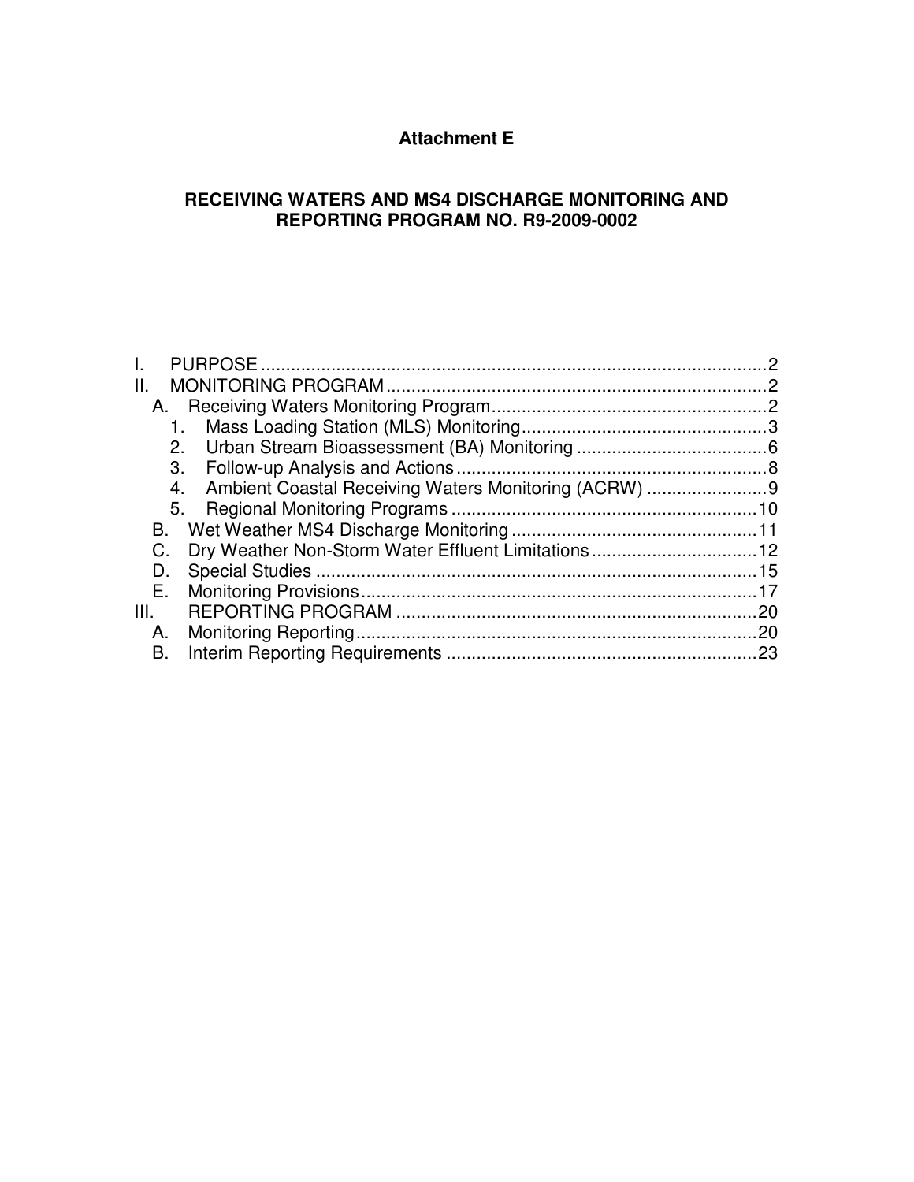# Attachment E

## RECEIVING WATERS AND MS4 DISCHARGE MONITORING AND REPORTING PROGRAM NO. R9-2009-0002

I. PURPOSE .......... 2
II. MONITORING PROGRAM .......... 2
  A. Receiving Waters Monitoring Program .......... 2
    1. Mass Loading Station (MLS) Monitoring .......... 3
    2. Urban Stream Bioassessment (BA) Monitoring .......... 6
    3. Follow-up Analysis and Actions .......... 8
    4. Ambient Coastal Receiving Waters Monitoring (ACRW) .......... 9
    5. Regional Monitoring Programs .......... 10
  B. Wet Weather MS4 Discharge Monitoring .......... 11
  C. Dry Weather Non-Storm Water Effluent Limitations .......... 12
  D. Special Studies .......... 15
  E. Monitoring Provisions .......... 17
III. REPORTING PROGRAM .......... 20
  A. Monitoring Reporting .......... 20
  B. Interim Reporting Requirements .......... 23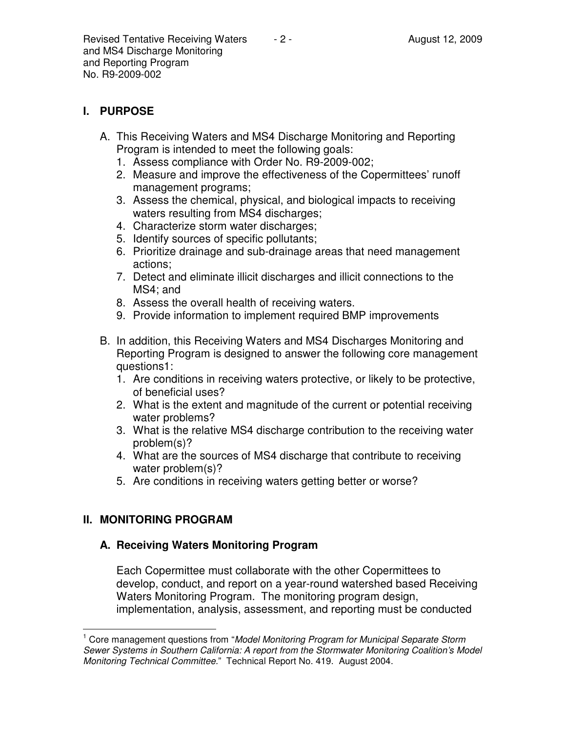## I. PURPOSE

A. This Receiving Waters and MS4 Discharge Monitoring and Reporting Program is intended to meet the following goals:
   1. Assess compliance with Order No. R9-2009-002;
   2. Measure and improve the effectiveness of the Copermittees' runoff management programs;
   3. Assess the chemical, physical, and biological impacts to receiving waters resulting from MS4 discharges;
   4. Characterize storm water discharges;
   5. Identify sources of specific pollutants;
   6. Prioritize drainage and sub-drainage areas that need management actions;
   7. Detect and eliminate illicit discharges and illicit connections to the MS4; and
   8. Assess the overall health of receiving waters.
   9. Provide information to implement required BMP improvements

B. In addition, this Receiving Waters and MS4 Discharges Monitoring and Reporting Program is designed to answer the following core management questions[1]:
   1. Are conditions in receiving waters protective, or likely to be protective, of beneficial uses?
   2. What is the extent and magnitude of the current or potential receiving water problems?
   3. What is the relative MS4 discharge contribution to the receiving water problem(s)?
   4. What are the sources of MS4 discharge that contribute to receiving water problem(s)?
   5. Are conditions in receiving waters getting better or worse?

## II. MONITORING PROGRAM

### A. Receiving Waters Monitoring Program

Each Copermittee must collaborate with the other Copermittees to develop, conduct, and report on a year-round watershed based Receiving Waters Monitoring Program. The monitoring program design, implementation, analysis, assessment, and reporting must be conducted

---

[1] Core management questions from "*Model Monitoring Program for Municipal Separate Storm Sewer Systems in Southern California: A report from the Stormwater Monitoring Coalition's Model Monitoring Technical Committee.*" Technical Report No. 419. August 2004.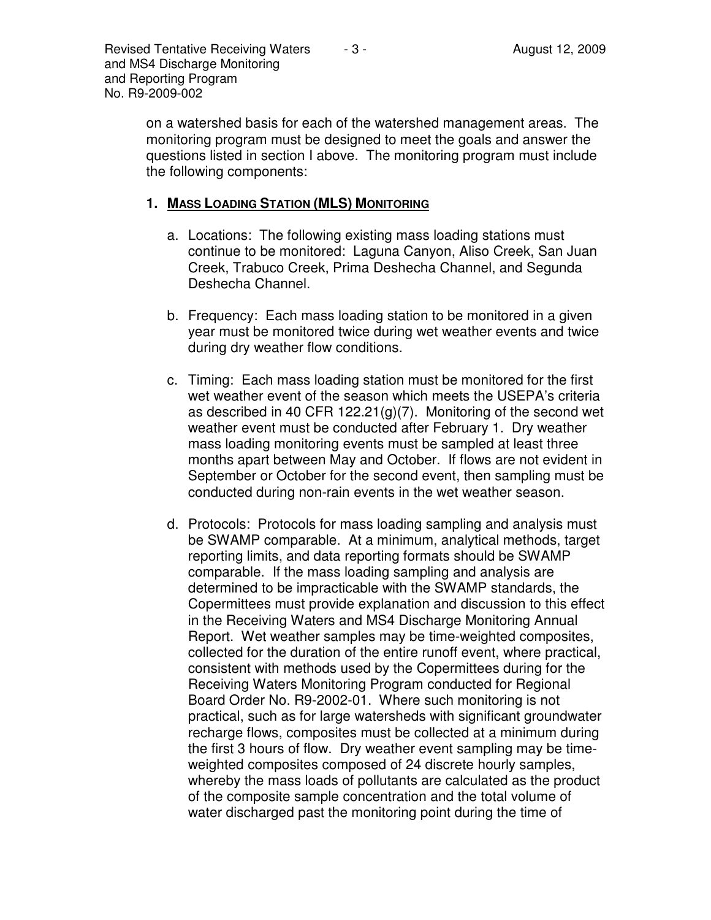on a watershed basis for each of the watershed management areas. The monitoring program must be designed to meet the goals and answer the questions listed in section I above. The monitoring program must include the following components:

### 1. Mass Loading Station (MLS) Monitoring

a. Locations: The following existing mass loading stations must continue to be monitored: Laguna Canyon, Aliso Creek, San Juan Creek, Trabuco Creek, Prima Deshecha Channel, and Segunda Deshecha Channel.

b. Frequency: Each mass loading station to be monitored in a given year must be monitored twice during wet weather events and twice during dry weather flow conditions.

c. Timing: Each mass loading station must be monitored for the first wet weather event of the season which meets the USEPA's criteria as described in 40 CFR 122.21(g)(7). Monitoring of the second wet weather event must be conducted after February 1. Dry weather mass loading monitoring events must be sampled at least three months apart between May and October. If flows are not evident in September or October for the second event, then sampling must be conducted during non-rain events in the wet weather season.

d. Protocols: Protocols for mass loading sampling and analysis must be SWAMP comparable. At a minimum, analytical methods, target reporting limits, and data reporting formats should be SWAMP comparable. If the mass loading sampling and analysis are determined to be impracticable with the SWAMP standards, the Copermittees must provide explanation and discussion to this effect in the Receiving Waters and MS4 Discharge Monitoring Annual Report. Wet weather samples may be time-weighted composites, collected for the duration of the entire runoff event, where practical, consistent with methods used by the Copermittees during for the Receiving Waters Monitoring Program conducted for Regional Board Order No. R9-2002-01. Where such monitoring is not practical, such as for large watersheds with significant groundwater recharge flows, composites must be collected at a minimum during the first 3 hours of flow. Dry weather event sampling may be time-weighted composites composed of 24 discrete hourly samples, whereby the mass loads of pollutants are calculated as the product of the composite sample concentration and the total volume of water discharged past the monitoring point during the time of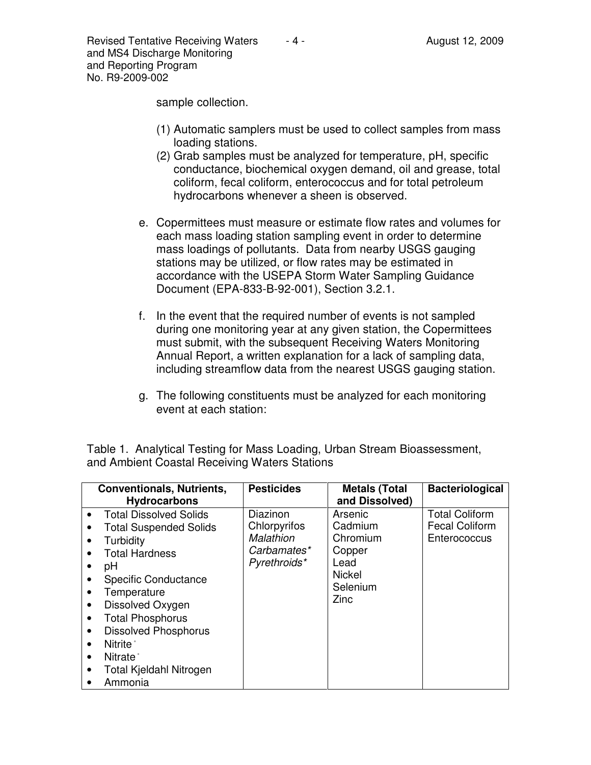sample collection.

(1) Automatic samplers must be used to collect samples from mass loading stations.
(2) Grab samples must be analyzed for temperature, pH, specific conductance, biochemical oxygen demand, oil and grease, total coliform, fecal coliform, enterococcus and for total petroleum hydrocarbons whenever a sheen is observed.

e. Copermittees must measure or estimate flow rates and volumes for each mass loading station sampling event in order to determine mass loadings of pollutants. Data from nearby USGS gauging stations may be utilized, or flow rates may be estimated in accordance with the USEPA Storm Water Sampling Guidance Document (EPA-833-B-92-001), Section 3.2.1.

f. In the event that the required number of events is not sampled during one monitoring year at any given station, the Copermittees must submit, with the subsequent Receiving Waters Monitoring Annual Report, a written explanation for a lack of sampling data, including streamflow data from the nearest USGS gauging station.

g. The following constituents must be analyzed for each monitoring event at each station:

Table 1. Analytical Testing for Mass Loading, Urban Stream Bioassessment, and Ambient Coastal Receiving Waters Stations

| Conventionals, Nutrients, Hydrocarbons | Pesticides | Metals (Total and Dissolved) | Bacteriological |
|---|---|---|---|
| • Total Dissolved Solids<br>• Total Suspended Solids<br>• Turbidity<br>• Total Hardness<br>• pH<br>• Specific Conductance<br>• Temperature<br>• Dissolved Oxygen<br>• Total Phosphorus<br>• Dissolved Phosphorus<br>• Nitrite°<br>• Nitrate°<br>• Total Kjeldahl Nitrogen<br>• Ammonia | Diazinon<br>Chlorpyrifos<br>*Malathion*<br>*Carbamates**<br>*Pyrethroids** | Arsenic<br>Cadmium<br>Chromium<br>Copper<br>Lead<br>Nickel<br>Selenium<br>Zinc | Total Coliform<br>Fecal Coliform<br>Enterococcus |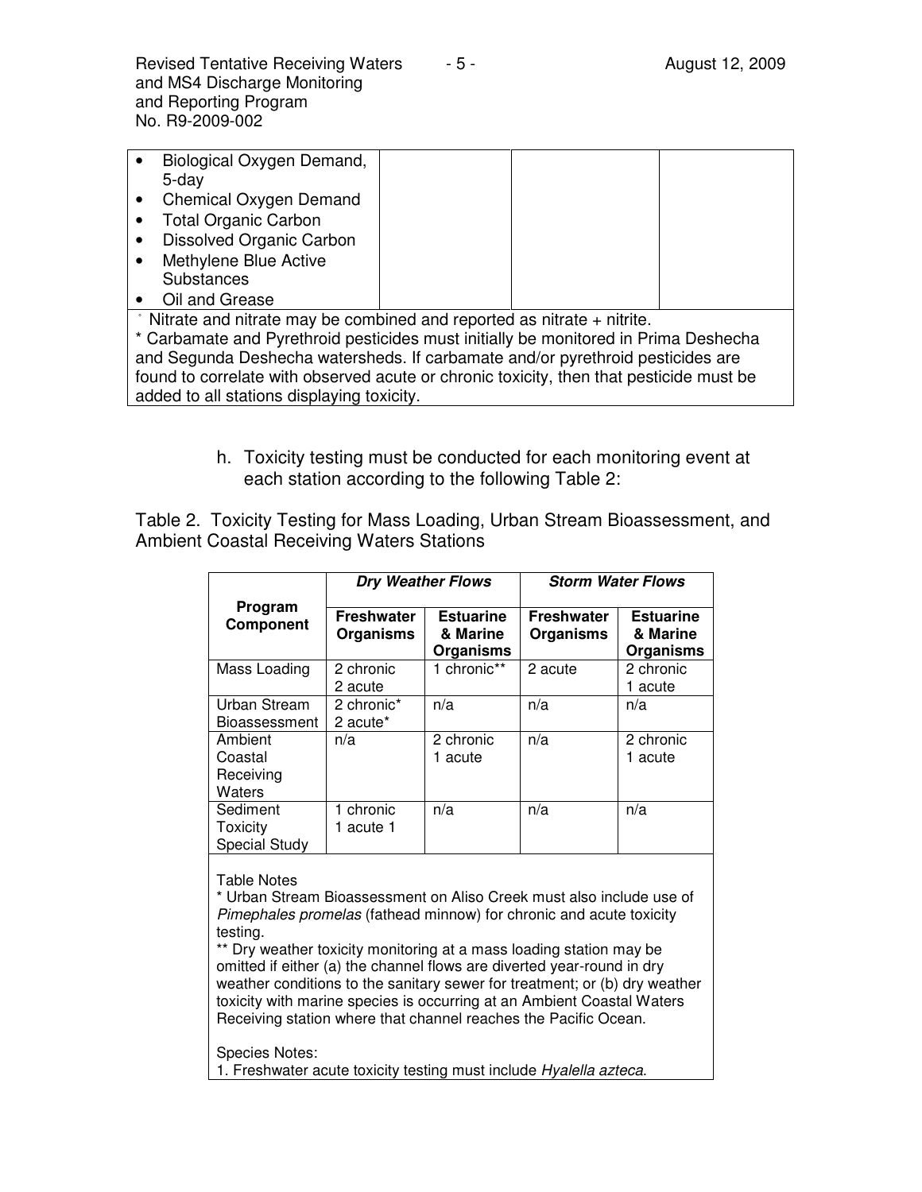| | | | |
|---|---|---|---|
| • Biological Oxygen Demand, 5-day<br>• Chemical Oxygen Demand<br>• Total Organic Carbon<br>• Dissolved Organic Carbon<br>• Methylene Blue Active Substances<br>• Oil and Grease | | | |

˚ Nitrate and nitrate may be combined and reported as nitrate + nitrite.
* Carbamate and Pyrethroid pesticides must initially be monitored in Prima Deshecha and Segunda Deshecha watersheds. If carbamate and/or pyrethroid pesticides are found to correlate with observed acute or chronic toxicity, then that pesticide must be added to all stations displaying toxicity.

h. Toxicity testing must be conducted for each monitoring event at each station according to the following Table 2:

Table 2. Toxicity Testing for Mass Loading, Urban Stream Bioassessment, and Ambient Coastal Receiving Waters Stations

| Program Component | ***Dry Weather Flows*** | | ***Storm Water Flows*** | |
|---|---|---|---|---|
| | **Freshwater Organisms** | **Estuarine & Marine Organisms** | **Freshwater Organisms** | **Estuarine & Marine Organisms** |
| Mass Loading | 2 chronic<br>2 acute | 1 chronic** | 2 acute | 2 chronic<br>1 acute |
| Urban Stream Bioassessment | 2 chronic*<br>2 acute* | n/a | n/a | n/a |
| Ambient Coastal Receiving Waters | n/a | 2 chronic<br>1 acute | n/a | 2 chronic<br>1 acute |
| Sediment Toxicity Special Study | 1 chronic<br>1 acute 1 | n/a | n/a | n/a |

Table Notes
* Urban Stream Bioassessment on Aliso Creek must also include use of *Pimephales promelas* (fathead minnow) for chronic and acute toxicity testing.
** Dry weather toxicity monitoring at a mass loading station may be omitted if either (a) the channel flows are diverted year-round in dry weather conditions to the sanitary sewer for treatment; or (b) dry weather toxicity with marine species is occurring at an Ambient Coastal Waters Receiving station where that channel reaches the Pacific Ocean.

Species Notes:
1. Freshwater acute toxicity testing must include *Hyalella azteca*.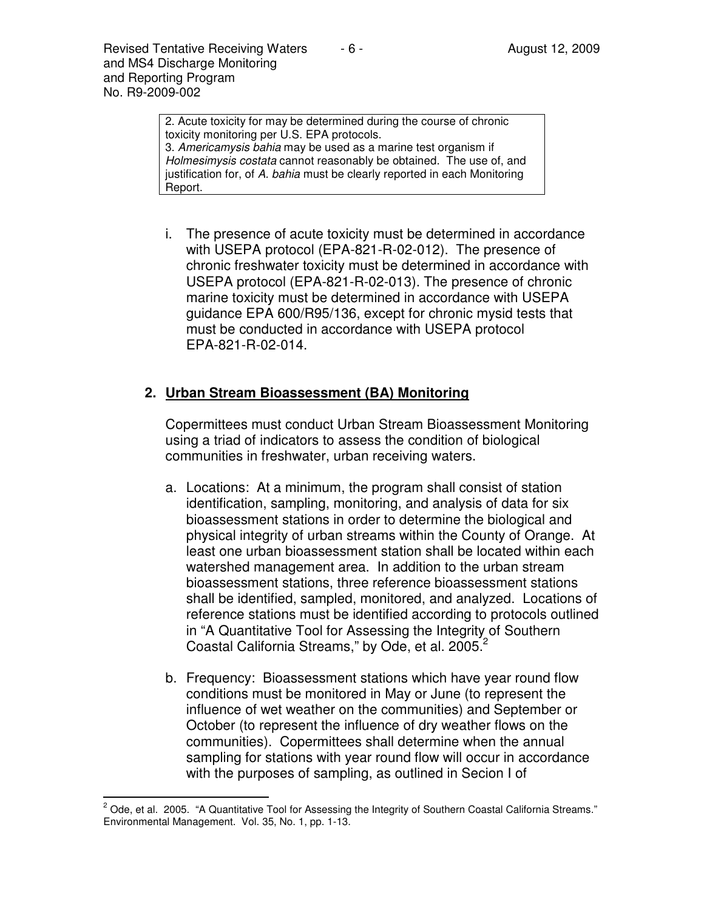2. Acute toxicity for may be determined during the course of chronic toxicity monitoring per U.S. EPA protocols.
3. *Americamysis bahia* may be used as a marine test organism if *Holmesimysis costata* cannot reasonably be obtained. The use of, and justification for, of *A. bahia* must be clearly reported in each Monitoring Report.

i. The presence of acute toxicity must be determined in accordance with USEPA protocol (EPA-821-R-02-012). The presence of chronic freshwater toxicity must be determined in accordance with USEPA protocol (EPA-821-R-02-013). The presence of chronic marine toxicity must be determined in accordance with USEPA guidance EPA 600/R95/136, except for chronic mysid tests that must be conducted in accordance with USEPA protocol EPA-821-R-02-014.

## 2. Urban Stream Bioassessment (BA) Monitoring

Copermittees must conduct Urban Stream Bioassessment Monitoring using a triad of indicators to assess the condition of biological communities in freshwater, urban receiving waters.

a. Locations: At a minimum, the program shall consist of station identification, sampling, monitoring, and analysis of data for six bioassessment stations in order to determine the biological and physical integrity of urban streams within the County of Orange. At least one urban bioassessment station shall be located within each watershed management area. In addition to the urban stream bioassessment stations, three reference bioassessment stations shall be identified, sampled, monitored, and analyzed. Locations of reference stations must be identified according to protocols outlined in "A Quantitative Tool for Assessing the Integrity of Southern Coastal California Streams," by Ode, et al. 2005.[2]

b. Frequency: Bioassessment stations which have year round flow conditions must be monitored in May or June (to represent the influence of wet weather on the communities) and September or October (to represent the influence of dry weather flows on the communities). Copermittees shall determine when the annual sampling for stations with year round flow will occur in accordance with the purposes of sampling, as outlined in Secion I of

[2] Ode, et al. 2005. "A Quantitative Tool for Assessing the Integrity of Southern Coastal California Streams." Environmental Management. Vol. 35, No. 1, pp. 1-13.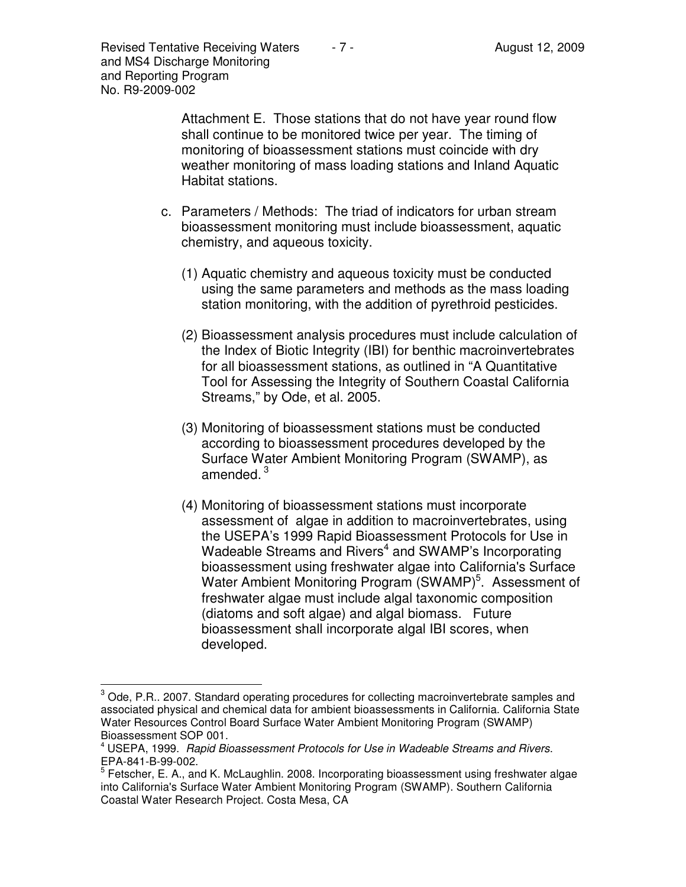Attachment E. Those stations that do not have year round flow shall continue to be monitored twice per year. The timing of monitoring of bioassessment stations must coincide with dry weather monitoring of mass loading stations and Inland Aquatic Habitat stations.

c. Parameters / Methods: The triad of indicators for urban stream bioassessment monitoring must include bioassessment, aquatic chemistry, and aqueous toxicity.

   (1) Aquatic chemistry and aqueous toxicity must be conducted using the same parameters and methods as the mass loading station monitoring, with the addition of pyrethroid pesticides.

   (2) Bioassessment analysis procedures must include calculation of the Index of Biotic Integrity (IBI) for benthic macroinvertebrates for all bioassessment stations, as outlined in "A Quantitative Tool for Assessing the Integrity of Southern Coastal California Streams," by Ode, et al. 2005.

   (3) Monitoring of bioassessment stations must be conducted according to bioassessment procedures developed by the Surface Water Ambient Monitoring Program (SWAMP), as amended. [3]

   (4) Monitoring of bioassessment stations must incorporate assessment of algae in addition to macroinvertebrates, using the USEPA's 1999 Rapid Bioassessment Protocols for Use in Wadeable Streams and Rivers[4] and SWAMP's Incorporating bioassessment using freshwater algae into California's Surface Water Ambient Monitoring Program (SWAMP)[5]. Assessment of freshwater algae must include algal taxonomic composition (diatoms and soft algae) and algal biomass. Future bioassessment shall incorporate algal IBI scores, when developed.

---

[3] Ode, P.R.. 2007. Standard operating procedures for collecting macroinvertebrate samples and associated physical and chemical data for ambient bioassessments in California. California State Water Resources Control Board Surface Water Ambient Monitoring Program (SWAMP) Bioassessment SOP 001.

[4] USEPA, 1999. *Rapid Bioassessment Protocols for Use in Wadeable Streams and Rivers*. EPA-841-B-99-002.

[5] Fetscher, E. A., and K. McLaughlin. 2008. Incorporating bioassessment using freshwater algae into California's Surface Water Ambient Monitoring Program (SWAMP). Southern California Coastal Water Research Project. Costa Mesa, CA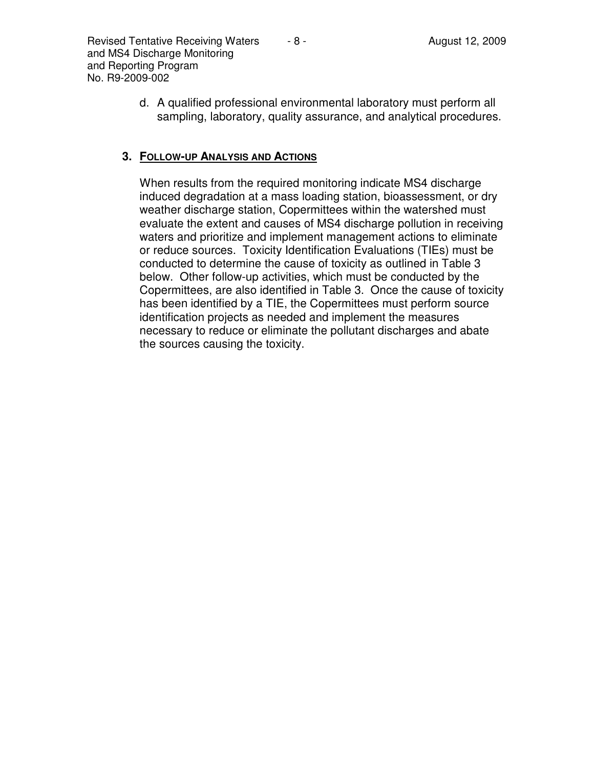d. A qualified professional environmental laboratory must perform all sampling, laboratory, quality assurance, and analytical procedures.

### 3. FOLLOW-UP ANALYSIS AND ACTIONS

When results from the required monitoring indicate MS4 discharge induced degradation at a mass loading station, bioassessment, or dry weather discharge station, Copermittees within the watershed must evaluate the extent and causes of MS4 discharge pollution in receiving waters and prioritize and implement management actions to eliminate or reduce sources. Toxicity Identification Evaluations (TIEs) must be conducted to determine the cause of toxicity as outlined in Table 3 below. Other follow-up activities, which must be conducted by the Copermittees, are also identified in Table 3. Once the cause of toxicity has been identified by a TIE, the Copermittees must perform source identification projects as needed and implement the measures necessary to reduce or eliminate the pollutant discharges and abate the sources causing the toxicity.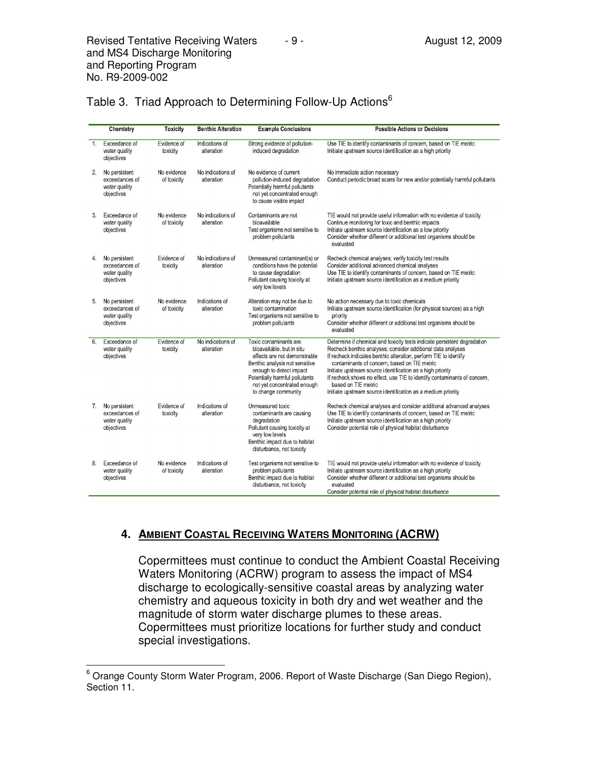## Table 3. Triad Approach to Determining Follow-Up Actions[6]

| | Chemistry | Toxicity | Benthic Alteration | Example Conclusions | Possible Actions or Decisions |
|---|---|---|---|---|---|
| 1. | Exceedance of water quality objectives | Evidence of toxicity | Indications of alteration | Strong evidence of pollution-induced degradation | Use TIE to identify contaminants of concern, based on TIE metric<br>Initiate upstream source identification as a high priority |
| 2. | No persistent exceedances of water quality objectives | No evidence of toxicity | No indications of alteration | No evidence of current pollution-induced degradation<br>Potentially harmful pollutants not yet concentrated enough to cause visible impact | No immediate action necessary<br>Conduct periodic broad scans for new and/or potentially harmful pollutants |
| 3. | Exceedance of water quality objectives | No evidence of toxicity | No indications of alteration | Contaminants are not bioavailable<br>Test organisms not sensitive to problem pollutants | TIE would not provide useful information with no evidence of toxicity<br>Continue monitoring for toxic and benthic impacts<br>Initiate upstream source identification as a low priority<br>Consider whether different or additional test organisms should be evaluated |
| 4. | No persistent exceedances of water quality objectives | Evidence of toxicity | No indications of alteration | Unmeasured contaminant(s) or conditions have the potential to cause degradation<br>Pollutant causing toxicity at very low levels | Recheck chemical analyses; verify toxicity test results<br>Consider additional advanced chemical analyses<br>Use TIE to identify contaminants of concern, based on TIE metric<br>Initiate upstream source identification as a medium priority |
| 5. | No persistent exceedances of water quality objectives | No evidence of toxicity | Indications of alteration | Alteration may not be due to toxic contamination<br>Test organisms not sensitive to problem pollutants | No action necessary due to toxic chemicals<br>Initiate upstream source identification (for physical sources) as a high priority<br>Consider whether different or additional test organisms should be evaluated |
| 6. | Exceedance of water quality objectives | Evidence of toxicity | No indications of alteration | Toxic contaminants are bioavailable, but in situ effects are not demonstrable<br>Benthic analysis not sensitive enough to detect impact<br>Potentially harmful pollutants not yet concentrated enough to change community | Determine if chemical and toxicity tests indicate persistent degradation<br>Recheck benthic analyses; consider additional data analyses<br>If recheck indicates benthic alteration, perform TIE to identify contaminants of concern, based on TIE metric<br>Initiate upstream source identification as a high priority<br>If recheck shows no effect, use TIE to identify contaminants of concern, based on TIE metric<br>Initiate upstream source identification as a medium priority |
| 7. | No persistent exceedances of water quality objectives | Evidence of toxicity | Indications of alteration | Unmeasured toxic contaminants are causing degradation<br>Pollutant causing toxicity at very low levels<br>Benthic impact due to habitat disturbance, not toxicity | Recheck chemical analyses and consider additional advanced analyses<br>Use TIE to identify contaminants of concern, based on TIE metric<br>Initiate upstream source identification as a high priority<br>Consider potential role of physical habitat disturbance |
| 8. | Exceedance of water quality objectives | No evidence of toxicity | Indications of alteration | Test organisms not sensitive to problem pollutants<br>Benthic impact due to habitat disturbance, not toxicity | TIE would not provide useful information with no evidence of toxicity<br>Initiate upstream source identification as a high priority<br>Consider whether different or additional test organisms should be evaluated<br>Consider potential role of physical habitat disturbance |

### 4. AMBIENT COASTAL RECEIVING WATERS MONITORING (ACRW)

Copermittees must continue to conduct the Ambient Coastal Receiving Waters Monitoring (ACRW) program to assess the impact of MS4 discharge to ecologically-sensitive coastal areas by analyzing water chemistry and aqueous toxicity in both dry and wet weather and the magnitude of storm water discharge plumes to these areas. Copermittees must prioritize locations for further study and conduct special investigations.

---

[6] Orange County Storm Water Program, 2006. Report of Waste Discharge (San Diego Region), Section 11.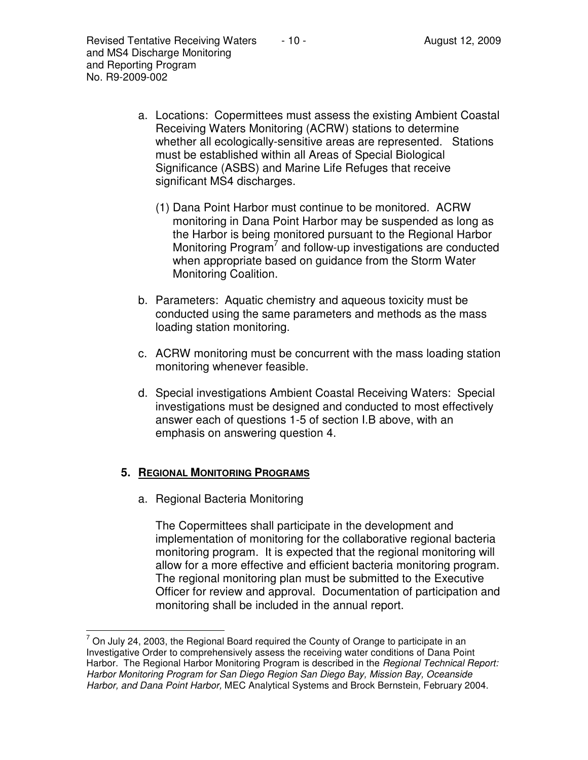a. Locations: Copermittees must assess the existing Ambient Coastal Receiving Waters Monitoring (ACRW) stations to determine whether all ecologically-sensitive areas are represented. Stations must be established within all Areas of Special Biological Significance (ASBS) and Marine Life Refuges that receive significant MS4 discharges.

   (1) Dana Point Harbor must continue to be monitored. ACRW monitoring in Dana Point Harbor may be suspended as long as the Harbor is being monitored pursuant to the Regional Harbor Monitoring Program[7] and follow-up investigations are conducted when appropriate based on guidance from the Storm Water Monitoring Coalition.

b. Parameters: Aquatic chemistry and aqueous toxicity must be conducted using the same parameters and methods as the mass loading station monitoring.

c. ACRW monitoring must be concurrent with the mass loading station monitoring whenever feasible.

d. Special investigations Ambient Coastal Receiving Waters: Special investigations must be designed and conducted to most effectively answer each of questions 1-5 of section I.B above, with an emphasis on answering question 4.

### 5. Regional Monitoring Programs

a. Regional Bacteria Monitoring

The Copermittees shall participate in the development and implementation of monitoring for the collaborative regional bacteria monitoring program. It is expected that the regional monitoring will allow for a more effective and efficient bacteria monitoring program. The regional monitoring plan must be submitted to the Executive Officer for review and approval. Documentation of participation and monitoring shall be included in the annual report.

---

[7] On July 24, 2003, the Regional Board required the County of Orange to participate in an Investigative Order to comprehensively assess the receiving water conditions of Dana Point Harbor. The Regional Harbor Monitoring Program is described in the *Regional Technical Report: Harbor Monitoring Program for San Diego Region San Diego Bay, Mission Bay, Oceanside Harbor, and Dana Point Harbor,* MEC Analytical Systems and Brock Bernstein, February 2004.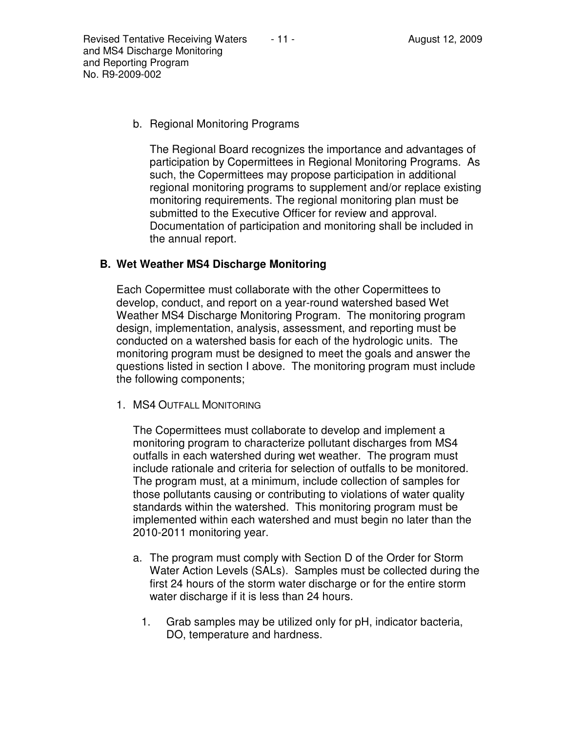b. Regional Monitoring Programs

The Regional Board recognizes the importance and advantages of participation by Copermittees in Regional Monitoring Programs. As such, the Copermittees may propose participation in additional regional monitoring programs to supplement and/or replace existing monitoring requirements. The regional monitoring plan must be submitted to the Executive Officer for review and approval. Documentation of participation and monitoring shall be included in the annual report.

## B. Wet Weather MS4 Discharge Monitoring

Each Copermittee must collaborate with the other Copermittees to develop, conduct, and report on a year-round watershed based Wet Weather MS4 Discharge Monitoring Program. The monitoring program design, implementation, analysis, assessment, and reporting must be conducted on a watershed basis for each of the hydrologic units. The monitoring program must be designed to meet the goals and answer the questions listed in section I above. The monitoring program must include the following components;

1. MS4 OUTFALL MONITORING

The Copermittees must collaborate to develop and implement a monitoring program to characterize pollutant discharges from MS4 outfalls in each watershed during wet weather. The program must include rationale and criteria for selection of outfalls to be monitored. The program must, at a minimum, include collection of samples for those pollutants causing or contributing to violations of water quality standards within the watershed. This monitoring program must be implemented within each watershed and must begin no later than the 2010-2011 monitoring year.

a. The program must comply with Section D of the Order for Storm Water Action Levels (SALs). Samples must be collected during the first 24 hours of the storm water discharge or for the entire storm water discharge if it is less than 24 hours.

   1. Grab samples may be utilized only for pH, indicator bacteria, DO, temperature and hardness.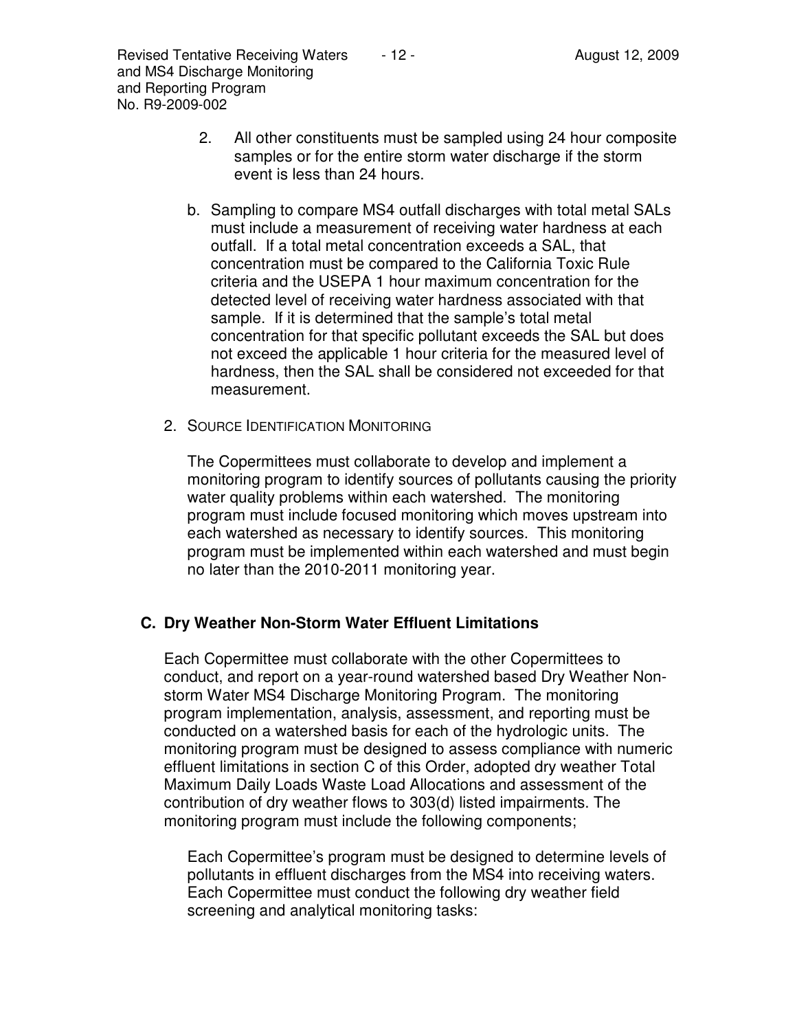2. All other constituents must be sampled using 24 hour composite samples or for the entire storm water discharge if the storm event is less than 24 hours.

b. Sampling to compare MS4 outfall discharges with total metal SALs must include a measurement of receiving water hardness at each outfall. If a total metal concentration exceeds a SAL, that concentration must be compared to the California Toxic Rule criteria and the USEPA 1 hour maximum concentration for the detected level of receiving water hardness associated with that sample. If it is determined that the sample's total metal concentration for that specific pollutant exceeds the SAL but does not exceed the applicable 1 hour criteria for the measured level of hardness, then the SAL shall be considered not exceeded for that measurement.

2. SOURCE IDENTIFICATION MONITORING

The Copermittees must collaborate to develop and implement a monitoring program to identify sources of pollutants causing the priority water quality problems within each watershed. The monitoring program must include focused monitoring which moves upstream into each watershed as necessary to identify sources. This monitoring program must be implemented within each watershed and must begin no later than the 2010-2011 monitoring year.

## C. Dry Weather Non-Storm Water Effluent Limitations

Each Copermittee must collaborate with the other Copermittees to conduct, and report on a year-round watershed based Dry Weather Non-storm Water MS4 Discharge Monitoring Program. The monitoring program implementation, analysis, assessment, and reporting must be conducted on a watershed basis for each of the hydrologic units. The monitoring program must be designed to assess compliance with numeric effluent limitations in section C of this Order, adopted dry weather Total Maximum Daily Loads Waste Load Allocations and assessment of the contribution of dry weather flows to 303(d) listed impairments. The monitoring program must include the following components;

Each Copermittee's program must be designed to determine levels of pollutants in effluent discharges from the MS4 into receiving waters. Each Copermittee must conduct the following dry weather field screening and analytical monitoring tasks: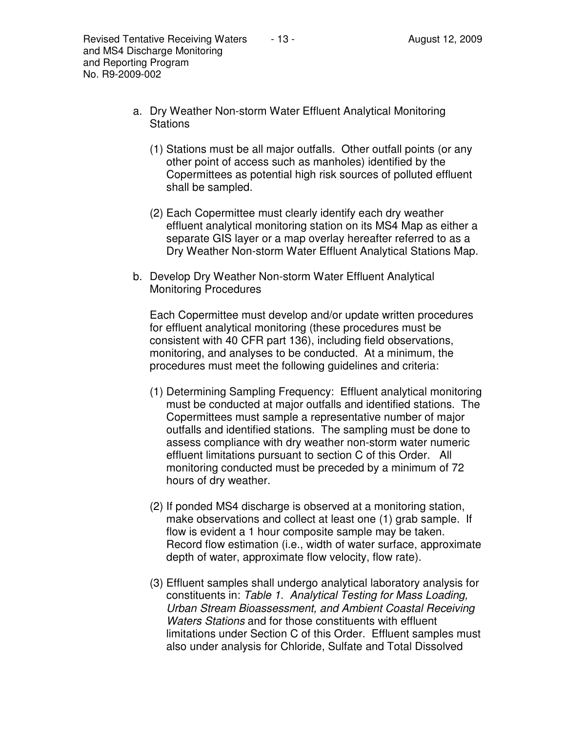a. Dry Weather Non-storm Water Effluent Analytical Monitoring Stations

   (1) Stations must be all major outfalls. Other outfall points (or any other point of access such as manholes) identified by the Copermittees as potential high risk sources of polluted effluent shall be sampled.

   (2) Each Copermittee must clearly identify each dry weather effluent analytical monitoring station on its MS4 Map as either a separate GIS layer or a map overlay hereafter referred to as a Dry Weather Non-storm Water Effluent Analytical Stations Map.

b. Develop Dry Weather Non-storm Water Effluent Analytical Monitoring Procedures

   Each Copermittee must develop and/or update written procedures for effluent analytical monitoring (these procedures must be consistent with 40 CFR part 136), including field observations, monitoring, and analyses to be conducted. At a minimum, the procedures must meet the following guidelines and criteria:

   (1) Determining Sampling Frequency: Effluent analytical monitoring must be conducted at major outfalls and identified stations. The Copermittees must sample a representative number of major outfalls and identified stations. The sampling must be done to assess compliance with dry weather non-storm water numeric effluent limitations pursuant to section C of this Order. All monitoring conducted must be preceded by a minimum of 72 hours of dry weather.

   (2) If ponded MS4 discharge is observed at a monitoring station, make observations and collect at least one (1) grab sample. If flow is evident a 1 hour composite sample may be taken. Record flow estimation (i.e., width of water surface, approximate depth of water, approximate flow velocity, flow rate).

   (3) Effluent samples shall undergo analytical laboratory analysis for constituents in: *Table 1. Analytical Testing for Mass Loading, Urban Stream Bioassessment, and Ambient Coastal Receiving Waters Stations* and for those constituents with effluent limitations under Section C of this Order. Effluent samples must also under analysis for Chloride, Sulfate and Total Dissolved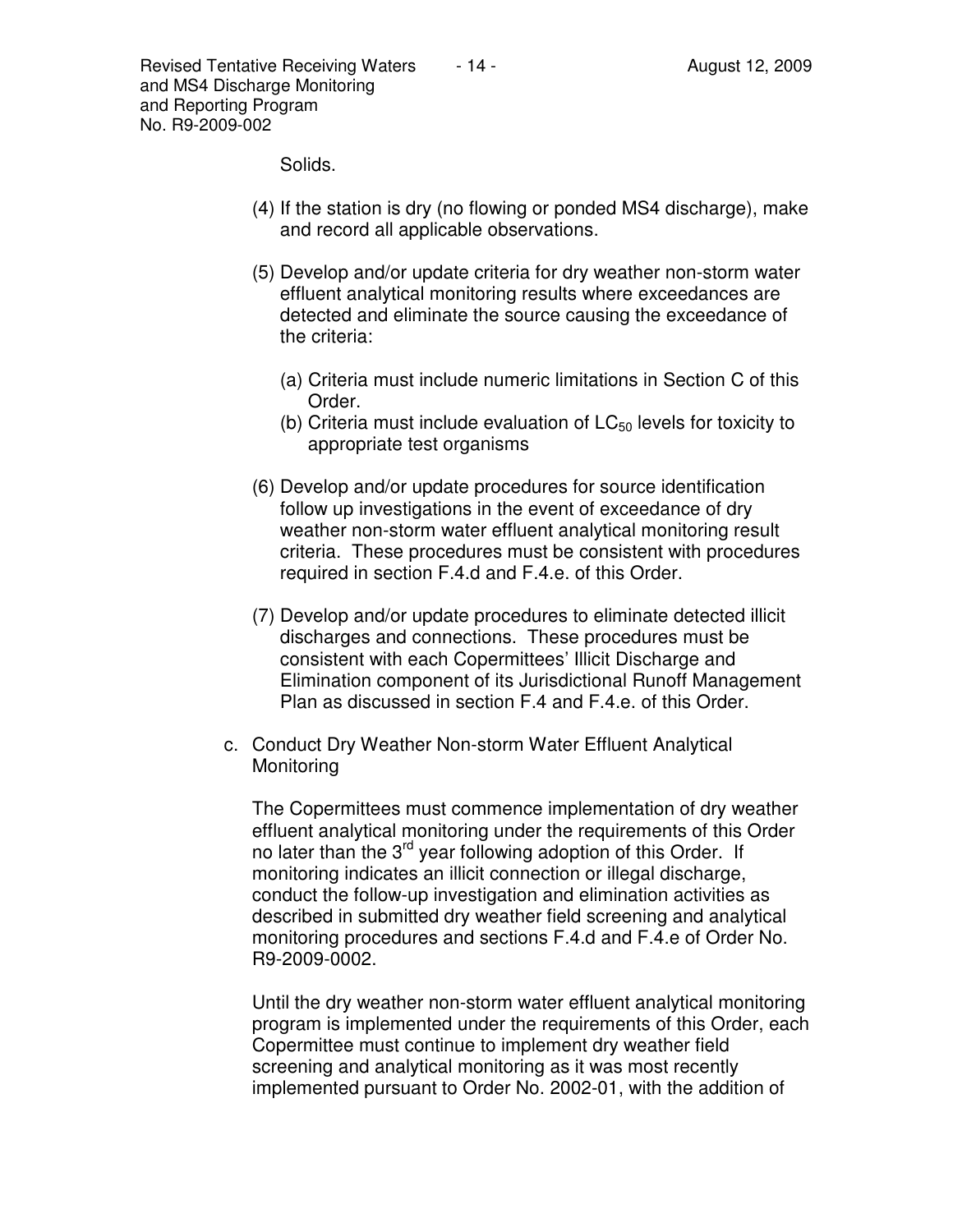Solids.

(4) If the station is dry (no flowing or ponded MS4 discharge), make and record all applicable observations.

(5) Develop and/or update criteria for dry weather non-storm water effluent analytical monitoring results where exceedances are detected and eliminate the source causing the exceedance of the criteria:

   (a) Criteria must include numeric limitations in Section C of this Order.
   (b) Criteria must include evaluation of $LC_{50}$ levels for toxicity to appropriate test organisms

(6) Develop and/or update procedures for source identification follow up investigations in the event of exceedance of dry weather non-storm water effluent analytical monitoring result criteria. These procedures must be consistent with procedures required in section F.4.d and F.4.e. of this Order.

(7) Develop and/or update procedures to eliminate detected illicit discharges and connections. These procedures must be consistent with each Copermittees' Illicit Discharge and Elimination component of its Jurisdictional Runoff Management Plan as discussed in section F.4 and F.4.e. of this Order.

c. Conduct Dry Weather Non-storm Water Effluent Analytical Monitoring

The Copermittees must commence implementation of dry weather effluent analytical monitoring under the requirements of this Order no later than the 3rd year following adoption of this Order. If monitoring indicates an illicit connection or illegal discharge, conduct the follow-up investigation and elimination activities as described in submitted dry weather field screening and analytical monitoring procedures and sections F.4.d and F.4.e of Order No. R9-2009-0002.

Until the dry weather non-storm water effluent analytical monitoring program is implemented under the requirements of this Order, each Copermittee must continue to implement dry weather field screening and analytical monitoring as it was most recently implemented pursuant to Order No. 2002-01, with the addition of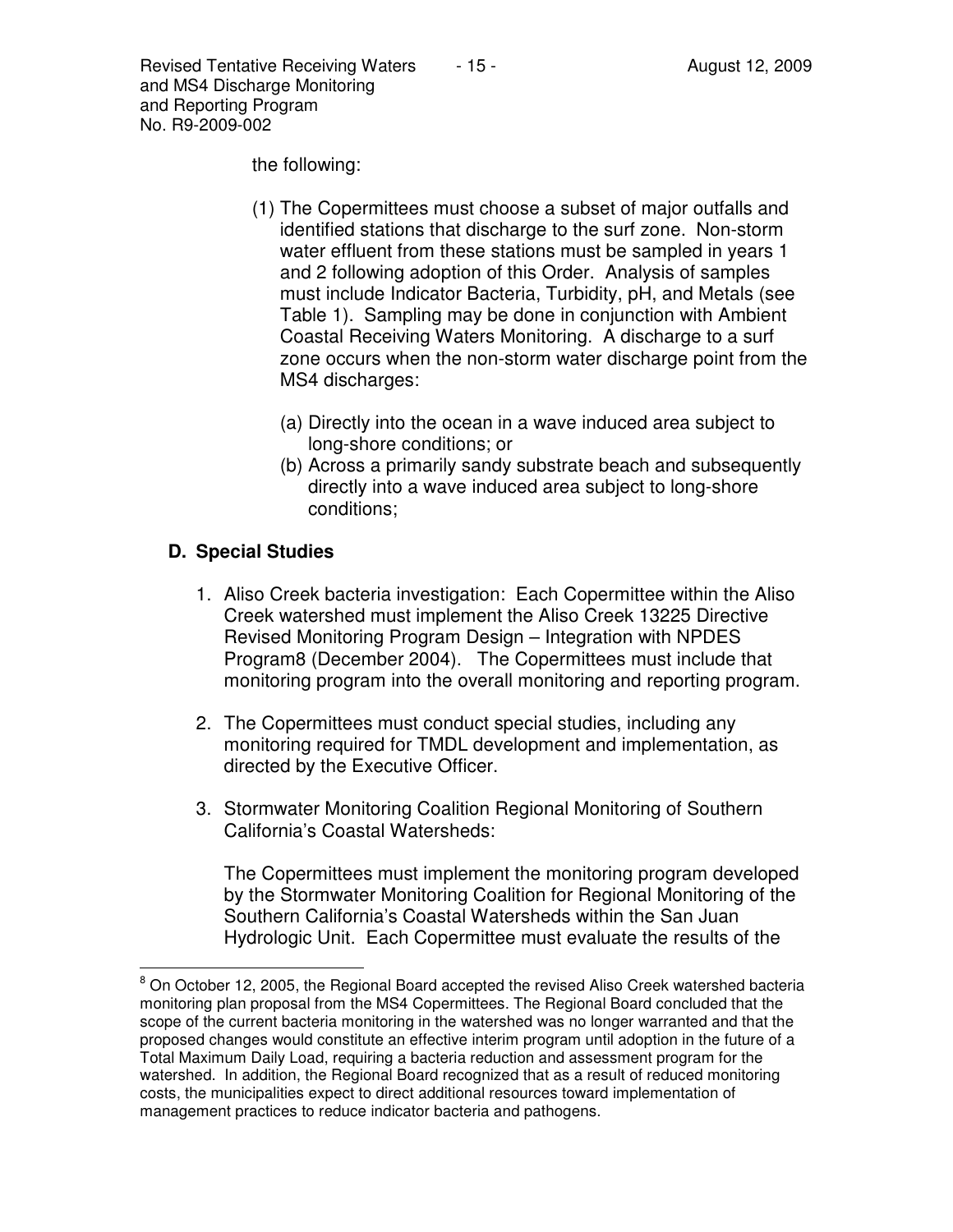the following:

(1) The Copermittees must choose a subset of major outfalls and identified stations that discharge to the surf zone. Non-storm water effluent from these stations must be sampled in years 1 and 2 following adoption of this Order. Analysis of samples must include Indicator Bacteria, Turbidity, pH, and Metals (see Table 1). Sampling may be done in conjunction with Ambient Coastal Receiving Waters Monitoring. A discharge to a surf zone occurs when the non-storm water discharge point from the MS4 discharges:

(a) Directly into the ocean in a wave induced area subject to long-shore conditions; or

(b) Across a primarily sandy substrate beach and subsequently directly into a wave induced area subject to long-shore conditions;

## D. Special Studies

1. Aliso Creek bacteria investigation: Each Copermittee within the Aliso Creek watershed must implement the Aliso Creek 13225 Directive Revised Monitoring Program Design – Integration with NPDES Program[8] (December 2004). The Copermittees must include that monitoring program into the overall monitoring and reporting program.

2. The Copermittees must conduct special studies, including any monitoring required for TMDL development and implementation, as directed by the Executive Officer.

3. Stormwater Monitoring Coalition Regional Monitoring of Southern California's Coastal Watersheds:

   The Copermittees must implement the monitoring program developed by the Stormwater Monitoring Coalition for Regional Monitoring of the Southern California's Coastal Watersheds within the San Juan Hydrologic Unit. Each Copermittee must evaluate the results of the

---

[8] On October 12, 2005, the Regional Board accepted the revised Aliso Creek watershed bacteria monitoring plan proposal from the MS4 Copermittees. The Regional Board concluded that the scope of the current bacteria monitoring in the watershed was no longer warranted and that the proposed changes would constitute an effective interim program until adoption in the future of a Total Maximum Daily Load, requiring a bacteria reduction and assessment program for the watershed. In addition, the Regional Board recognized that as a result of reduced monitoring costs, the municipalities expect to direct additional resources toward implementation of management practices to reduce indicator bacteria and pathogens.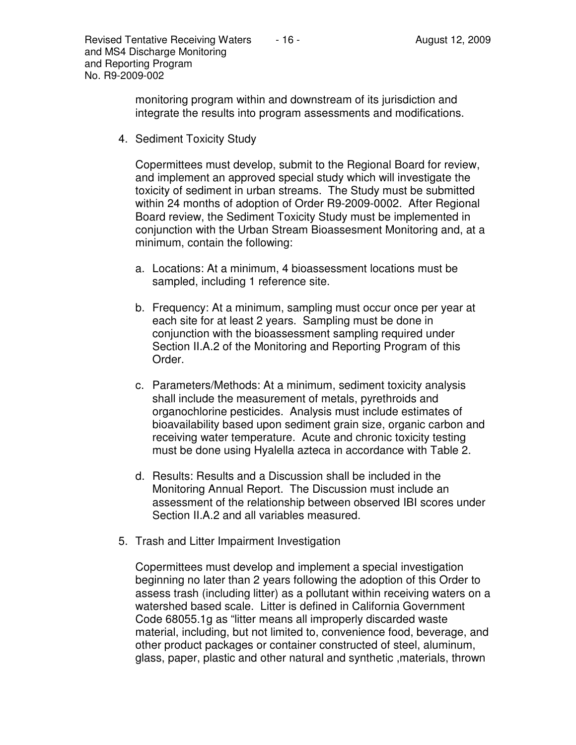monitoring program within and downstream of its jurisdiction and integrate the results into program assessments and modifications.

4. Sediment Toxicity Study

   Copermittees must develop, submit to the Regional Board for review, and implement an approved special study which will investigate the toxicity of sediment in urban streams. The Study must be submitted within 24 months of adoption of Order R9-2009-0002. After Regional Board review, the Sediment Toxicity Study must be implemented in conjunction with the Urban Stream Bioassesment Monitoring and, at a minimum, contain the following:

   a. Locations: At a minimum, 4 bioassessment locations must be sampled, including 1 reference site.

   b. Frequency: At a minimum, sampling must occur once per year at each site for at least 2 years. Sampling must be done in conjunction with the bioassessment sampling required under Section II.A.2 of the Monitoring and Reporting Program of this Order.

   c. Parameters/Methods: At a minimum, sediment toxicity analysis shall include the measurement of metals, pyrethroids and organochlorine pesticides. Analysis must include estimates of bioavailability based upon sediment grain size, organic carbon and receiving water temperature. Acute and chronic toxicity testing must be done using Hyalella azteca in accordance with Table 2.

   d. Results: Results and a Discussion shall be included in the Monitoring Annual Report. The Discussion must include an assessment of the relationship between observed IBI scores under Section II.A.2 and all variables measured.

5. Trash and Litter Impairment Investigation

   Copermittees must develop and implement a special investigation beginning no later than 2 years following the adoption of this Order to assess trash (including litter) as a pollutant within receiving waters on a watershed based scale. Litter is defined in California Government Code 68055.1g as "litter means all improperly discarded waste material, including, but not limited to, convenience food, beverage, and other product packages or container constructed of steel, aluminum, glass, paper, plastic and other natural and synthetic ,materials, thrown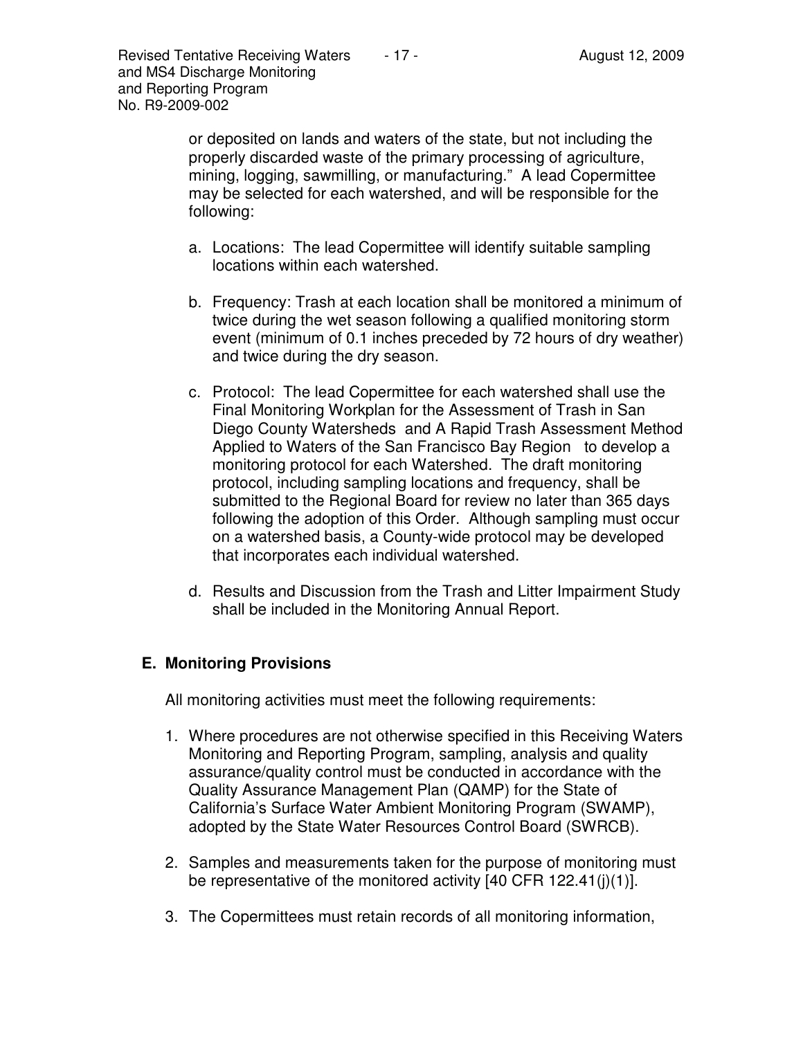or deposited on lands and waters of the state, but not including the properly discarded waste of the primary processing of agriculture, mining, logging, sawmilling, or manufacturing." A lead Copermittee may be selected for each watershed, and will be responsible for the following:

a. Locations: The lead Copermittee will identify suitable sampling locations within each watershed.

b. Frequency: Trash at each location shall be monitored a minimum of twice during the wet season following a qualified monitoring storm event (minimum of 0.1 inches preceded by 72 hours of dry weather) and twice during the dry season.

c. Protocol: The lead Copermittee for each watershed shall use the Final Monitoring Workplan for the Assessment of Trash in San Diego County Watersheds and A Rapid Trash Assessment Method Applied to Waters of the San Francisco Bay Region to develop a monitoring protocol for each Watershed. The draft monitoring protocol, including sampling locations and frequency, shall be submitted to the Regional Board for review no later than 365 days following the adoption of this Order. Although sampling must occur on a watershed basis, a County-wide protocol may be developed that incorporates each individual watershed.

d. Results and Discussion from the Trash and Litter Impairment Study shall be included in the Monitoring Annual Report.

## E. Monitoring Provisions

All monitoring activities must meet the following requirements:

1. Where procedures are not otherwise specified in this Receiving Waters Monitoring and Reporting Program, sampling, analysis and quality assurance/quality control must be conducted in accordance with the Quality Assurance Management Plan (QAMP) for the State of California's Surface Water Ambient Monitoring Program (SWAMP), adopted by the State Water Resources Control Board (SWRCB).

2. Samples and measurements taken for the purpose of monitoring must be representative of the monitored activity [40 CFR 122.41(j)(1)].

3. The Copermittees must retain records of all monitoring information,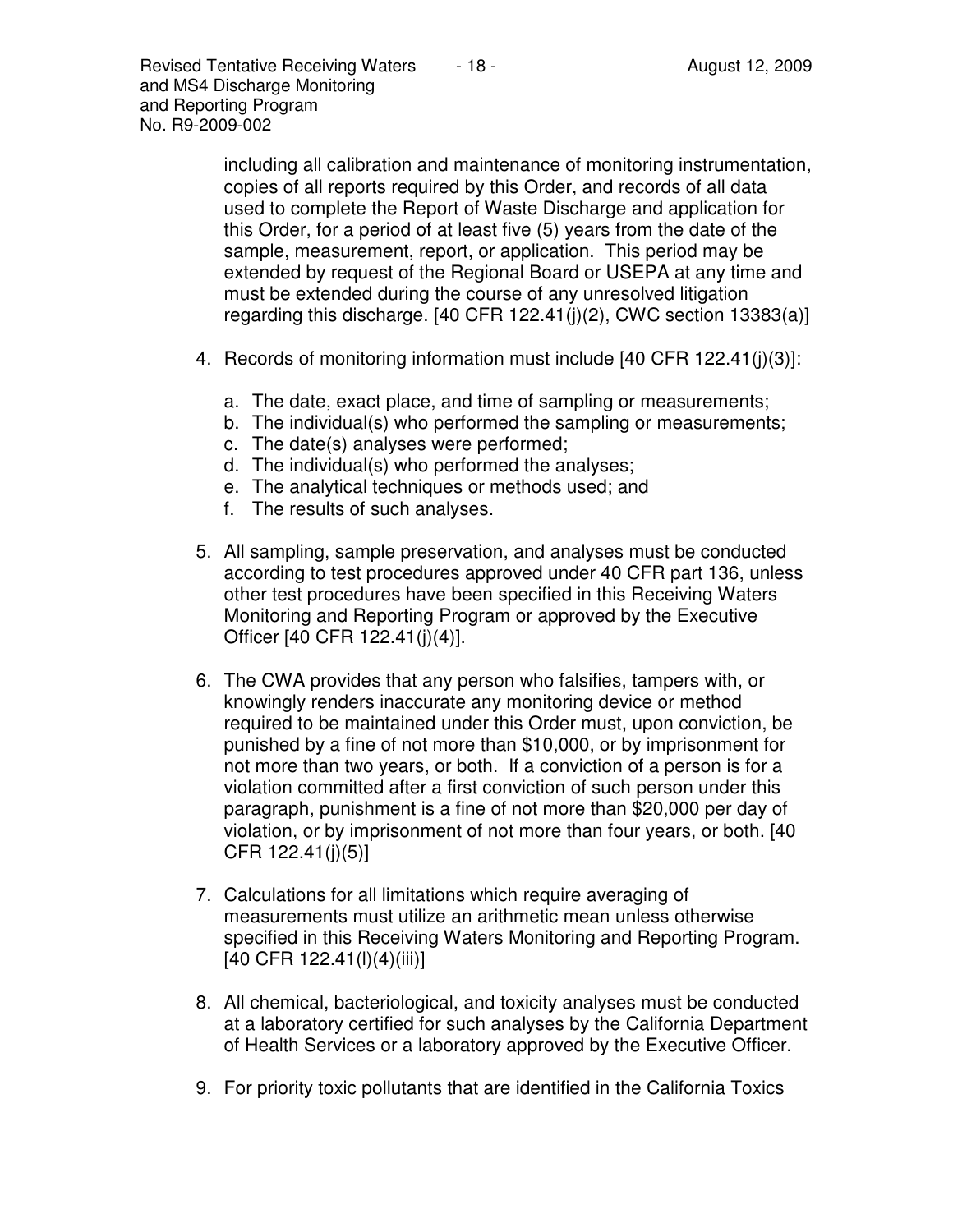including all calibration and maintenance of monitoring instrumentation, copies of all reports required by this Order, and records of all data used to complete the Report of Waste Discharge and application for this Order, for a period of at least five (5) years from the date of the sample, measurement, report, or application. This period may be extended by request of the Regional Board or USEPA at any time and must be extended during the course of any unresolved litigation regarding this discharge. [40 CFR 122.41(j)(2), CWC section 13383(a)]

4. Records of monitoring information must include [40 CFR 122.41(j)(3)]:

   a. The date, exact place, and time of sampling or measurements;
   b. The individual(s) who performed the sampling or measurements;
   c. The date(s) analyses were performed;
   d. The individual(s) who performed the analyses;
   e. The analytical techniques or methods used; and
   f. The results of such analyses.

5. All sampling, sample preservation, and analyses must be conducted according to test procedures approved under 40 CFR part 136, unless other test procedures have been specified in this Receiving Waters Monitoring and Reporting Program or approved by the Executive Officer [40 CFR 122.41(j)(4)].

6. The CWA provides that any person who falsifies, tampers with, or knowingly renders inaccurate any monitoring device or method required to be maintained under this Order must, upon conviction, be punished by a fine of not more than $10,000, or by imprisonment for not more than two years, or both. If a conviction of a person is for a violation committed after a first conviction of such person under this paragraph, punishment is a fine of not more than $20,000 per day of violation, or by imprisonment of not more than four years, or both. [40 CFR 122.41(j)(5)]

7. Calculations for all limitations which require averaging of measurements must utilize an arithmetic mean unless otherwise specified in this Receiving Waters Monitoring and Reporting Program. [40 CFR 122.41(l)(4)(iii)]

8. All chemical, bacteriological, and toxicity analyses must be conducted at a laboratory certified for such analyses by the California Department of Health Services or a laboratory approved by the Executive Officer.

9. For priority toxic pollutants that are identified in the California Toxics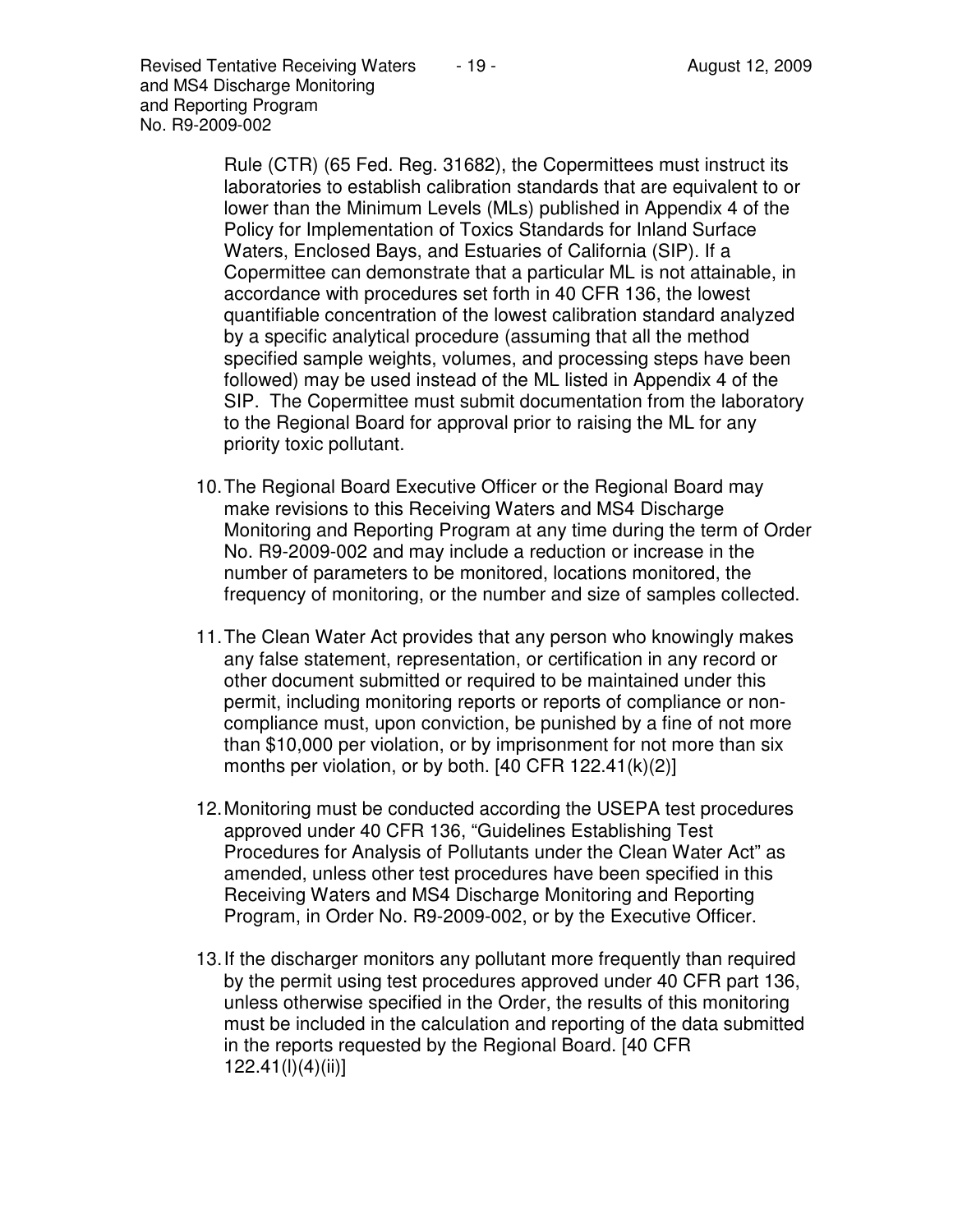Rule (CTR) (65 Fed. Reg. 31682), the Copermittees must instruct its laboratories to establish calibration standards that are equivalent to or lower than the Minimum Levels (MLs) published in Appendix 4 of the Policy for Implementation of Toxics Standards for Inland Surface Waters, Enclosed Bays, and Estuaries of California (SIP). If a Copermittee can demonstrate that a particular ML is not attainable, in accordance with procedures set forth in 40 CFR 136, the lowest quantifiable concentration of the lowest calibration standard analyzed by a specific analytical procedure (assuming that all the method specified sample weights, volumes, and processing steps have been followed) may be used instead of the ML listed in Appendix 4 of the SIP. The Copermittee must submit documentation from the laboratory to the Regional Board for approval prior to raising the ML for any priority toxic pollutant.

10. The Regional Board Executive Officer or the Regional Board may make revisions to this Receiving Waters and MS4 Discharge Monitoring and Reporting Program at any time during the term of Order No. R9-2009-002 and may include a reduction or increase in the number of parameters to be monitored, locations monitored, the frequency of monitoring, or the number and size of samples collected.

11. The Clean Water Act provides that any person who knowingly makes any false statement, representation, or certification in any record or other document submitted or required to be maintained under this permit, including monitoring reports or reports of compliance or non-compliance must, upon conviction, be punished by a fine of not more than $10,000 per violation, or by imprisonment for not more than six months per violation, or by both. [40 CFR 122.41(k)(2)]

12. Monitoring must be conducted according the USEPA test procedures approved under 40 CFR 136, "Guidelines Establishing Test Procedures for Analysis of Pollutants under the Clean Water Act" as amended, unless other test procedures have been specified in this Receiving Waters and MS4 Discharge Monitoring and Reporting Program, in Order No. R9-2009-002, or by the Executive Officer.

13. If the discharger monitors any pollutant more frequently than required by the permit using test procedures approved under 40 CFR part 136, unless otherwise specified in the Order, the results of this monitoring must be included in the calculation and reporting of the data submitted in the reports requested by the Regional Board. [40 CFR 122.41(l)(4)(ii)]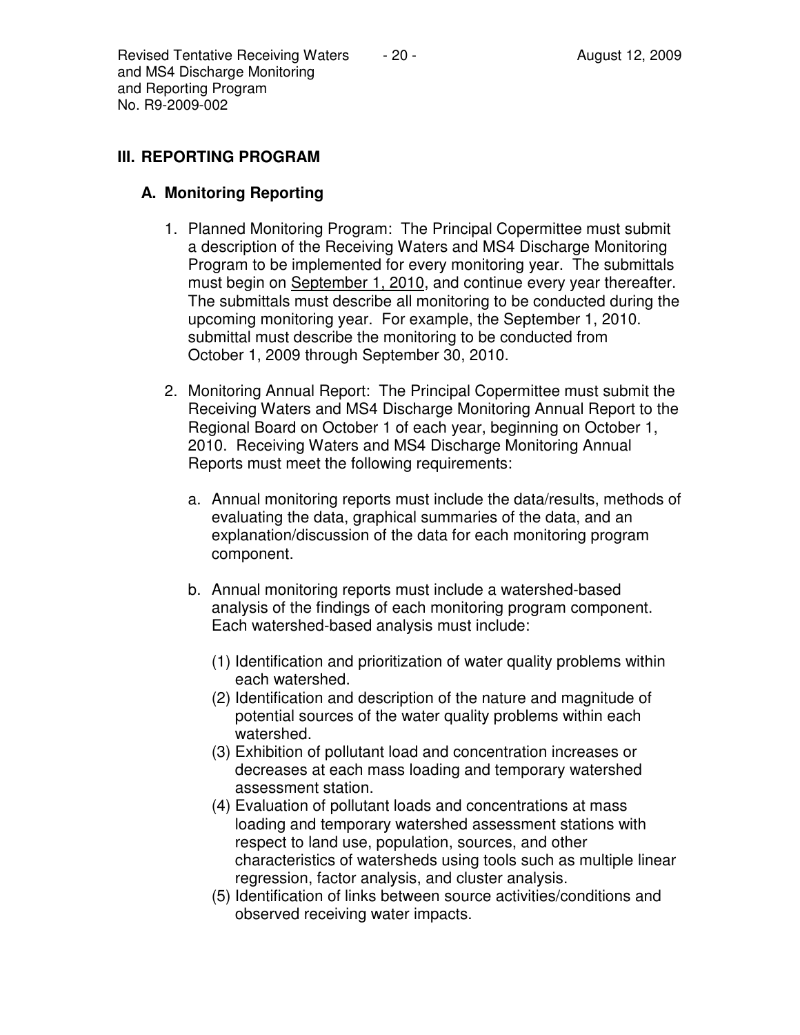## III. REPORTING PROGRAM

### A. Monitoring Reporting

1. Planned Monitoring Program: The Principal Copermittee must submit a description of the Receiving Waters and MS4 Discharge Monitoring Program to be implemented for every monitoring year. The submittals must begin on September 1, 2010, and continue every year thereafter. The submittals must describe all monitoring to be conducted during the upcoming monitoring year. For example, the September 1, 2010. submittal must describe the monitoring to be conducted from October 1, 2009 through September 30, 2010.

2. Monitoring Annual Report: The Principal Copermittee must submit the Receiving Waters and MS4 Discharge Monitoring Annual Report to the Regional Board on October 1 of each year, beginning on October 1, 2010. Receiving Waters and MS4 Discharge Monitoring Annual Reports must meet the following requirements:

   a. Annual monitoring reports must include the data/results, methods of evaluating the data, graphical summaries of the data, and an explanation/discussion of the data for each monitoring program component.

   b. Annual monitoring reports must include a watershed-based analysis of the findings of each monitoring program component. Each watershed-based analysis must include:

      (1) Identification and prioritization of water quality problems within each watershed.
      (2) Identification and description of the nature and magnitude of potential sources of the water quality problems within each watershed.
      (3) Exhibition of pollutant load and concentration increases or decreases at each mass loading and temporary watershed assessment station.
      (4) Evaluation of pollutant loads and concentrations at mass loading and temporary watershed assessment stations with respect to land use, population, sources, and other characteristics of watersheds using tools such as multiple linear regression, factor analysis, and cluster analysis.
      (5) Identification of links between source activities/conditions and observed receiving water impacts.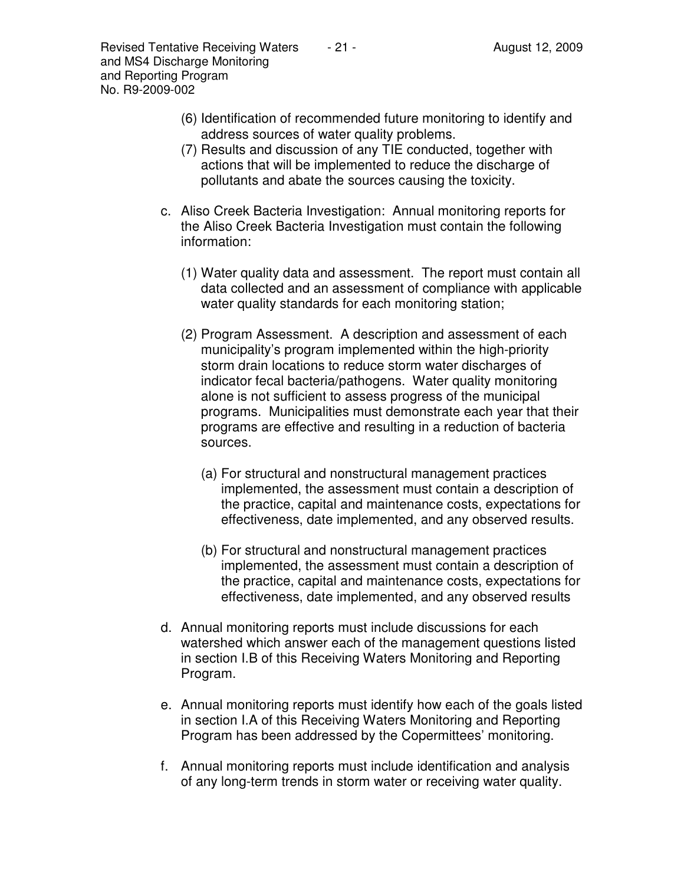(6) Identification of recommended future monitoring to identify and address sources of water quality problems.

(7) Results and discussion of any TIE conducted, together with actions that will be implemented to reduce the discharge of pollutants and abate the sources causing the toxicity.

c. Aliso Creek Bacteria Investigation: Annual monitoring reports for the Aliso Creek Bacteria Investigation must contain the following information:

(1) Water quality data and assessment. The report must contain all data collected and an assessment of compliance with applicable water quality standards for each monitoring station;

(2) Program Assessment. A description and assessment of each municipality's program implemented within the high-priority storm drain locations to reduce storm water discharges of indicator fecal bacteria/pathogens. Water quality monitoring alone is not sufficient to assess progress of the municipal programs. Municipalities must demonstrate each year that their programs are effective and resulting in a reduction of bacteria sources.

(a) For structural and nonstructural management practices implemented, the assessment must contain a description of the practice, capital and maintenance costs, expectations for effectiveness, date implemented, and any observed results.

(b) For structural and nonstructural management practices implemented, the assessment must contain a description of the practice, capital and maintenance costs, expectations for effectiveness, date implemented, and any observed results

d. Annual monitoring reports must include discussions for each watershed which answer each of the management questions listed in section I.B of this Receiving Waters Monitoring and Reporting Program.

e. Annual monitoring reports must identify how each of the goals listed in section I.A of this Receiving Waters Monitoring and Reporting Program has been addressed by the Copermittees' monitoring.

f. Annual monitoring reports must include identification and analysis of any long-term trends in storm water or receiving water quality.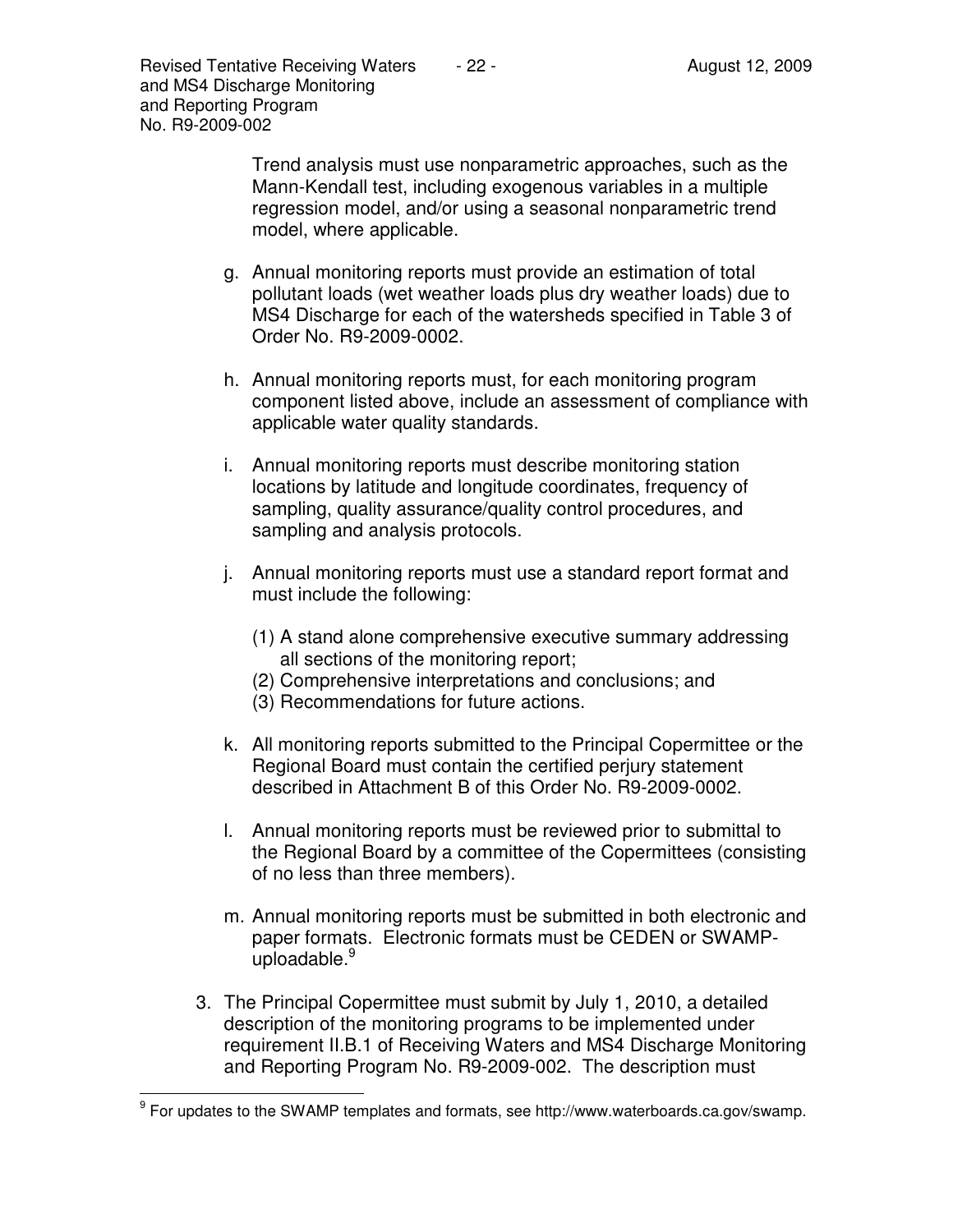Trend analysis must use nonparametric approaches, such as the Mann-Kendall test, including exogenous variables in a multiple regression model, and/or using a seasonal nonparametric trend model, where applicable.

g. Annual monitoring reports must provide an estimation of total pollutant loads (wet weather loads plus dry weather loads) due to MS4 Discharge for each of the watersheds specified in Table 3 of Order No. R9-2009-0002.

h. Annual monitoring reports must, for each monitoring program component listed above, include an assessment of compliance with applicable water quality standards.

i. Annual monitoring reports must describe monitoring station locations by latitude and longitude coordinates, frequency of sampling, quality assurance/quality control procedures, and sampling and analysis protocols.

j. Annual monitoring reports must use a standard report format and must include the following:

   (1) A stand alone comprehensive executive summary addressing all sections of the monitoring report;
   (2) Comprehensive interpretations and conclusions; and
   (3) Recommendations for future actions.

k. All monitoring reports submitted to the Principal Copermittee or the Regional Board must contain the certified perjury statement described in Attachment B of this Order No. R9-2009-0002.

l. Annual monitoring reports must be reviewed prior to submittal to the Regional Board by a committee of the Copermittees (consisting of no less than three members).

m. Annual monitoring reports must be submitted in both electronic and paper formats. Electronic formats must be CEDEN or SWAMP-uploadable.[9]

3. The Principal Copermittee must submit by July 1, 2010, a detailed description of the monitoring programs to be implemented under requirement II.B.1 of Receiving Waters and MS4 Discharge Monitoring and Reporting Program No. R9-2009-002. The description must

---

[9] For updates to the SWAMP templates and formats, see http://www.waterboards.ca.gov/swamp.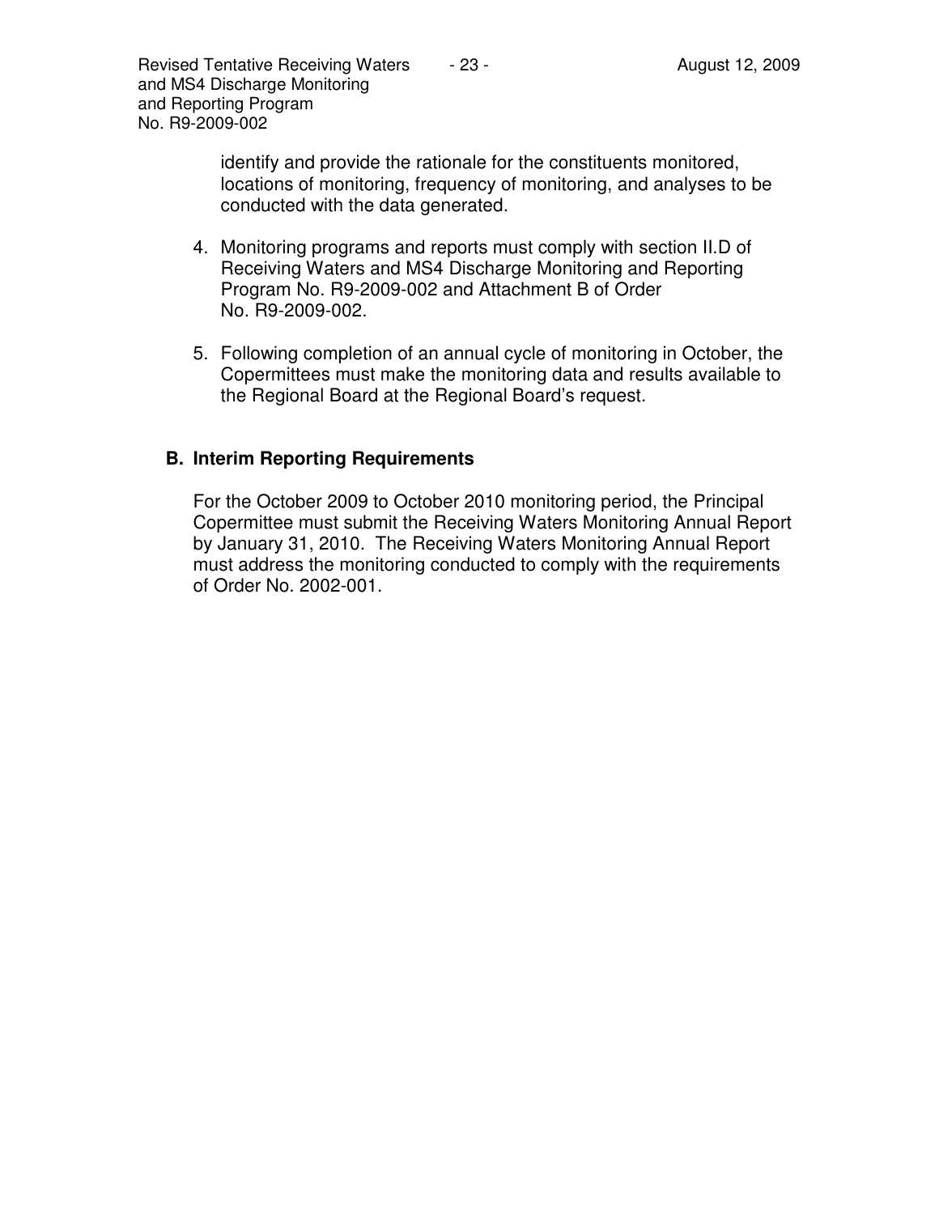identify and provide the rationale for the constituents monitored, locations of monitoring, frequency of monitoring, and analyses to be conducted with the data generated.

4. Monitoring programs and reports must comply with section II.D of Receiving Waters and MS4 Discharge Monitoring and Reporting Program No. R9-2009-002 and Attachment B of Order No. R9-2009-002.

5. Following completion of an annual cycle of monitoring in October, the Copermittees must make the monitoring data and results available to the Regional Board at the Regional Board's request.

## B. Interim Reporting Requirements

For the October 2009 to October 2010 monitoring period, the Principal Copermittee must submit the Receiving Waters Monitoring Annual Report by January 31, 2010. The Receiving Waters Monitoring Annual Report must address the monitoring conducted to comply with the requirements of Order No. 2002-001.